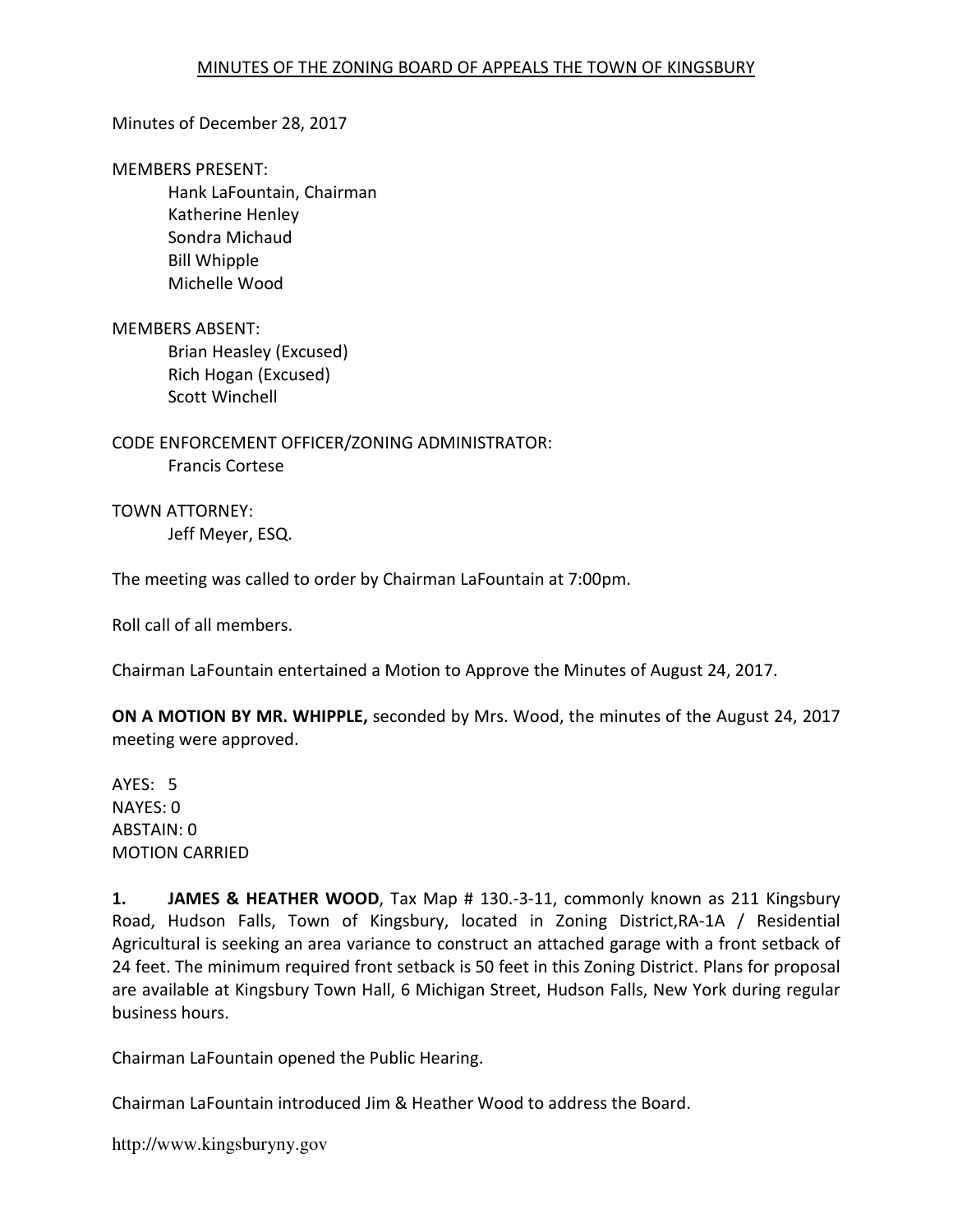MINUTES OF THE ZONING BOARD OF APPEALS THE TOWN OF KINGSBURY

Minutes of December 28, 2017

MEMBERS PRESENT:
- Hank LaFountain, Chairman
- Katherine Henley
- Sondra Michaud
- Bill Whipple
- Michelle Wood

MEMBERS ABSENT:
- Brian Heasley (Excused)
- Rich Hogan (Excused)
- Scott Winchell

CODE ENFORCEMENT OFFICER/ZONING ADMINISTRATOR:
- Francis Cortese

TOWN ATTORNEY:
- Jeff Meyer, ESQ.

The meeting was called to order by Chairman LaFountain at 7:00pm.

Roll call of all members.

Chairman LaFountain entertained a Motion to Approve the Minutes of August 24, 2017.

**ON A MOTION BY MR. WHIPPLE,** seconded by Mrs. Wood, the minutes of the August 24, 2017 meeting were approved.

AYES: 5
NAYES: 0
ABSTAIN: 0
MOTION CARRIED

**1. JAMES & HEATHER WOOD**, Tax Map # 130.-3-11, commonly known as 211 Kingsbury Road, Hudson Falls, Town of Kingsbury, located in Zoning District,RA-1A / Residential Agricultural is seeking an area variance to construct an attached garage with a front setback of 24 feet. The minimum required front setback is 50 feet in this Zoning District. Plans for proposal are available at Kingsbury Town Hall, 6 Michigan Street, Hudson Falls, New York during regular business hours.

Chairman LaFountain opened the Public Hearing.

Chairman LaFountain introduced Jim & Heather Wood to address the Board.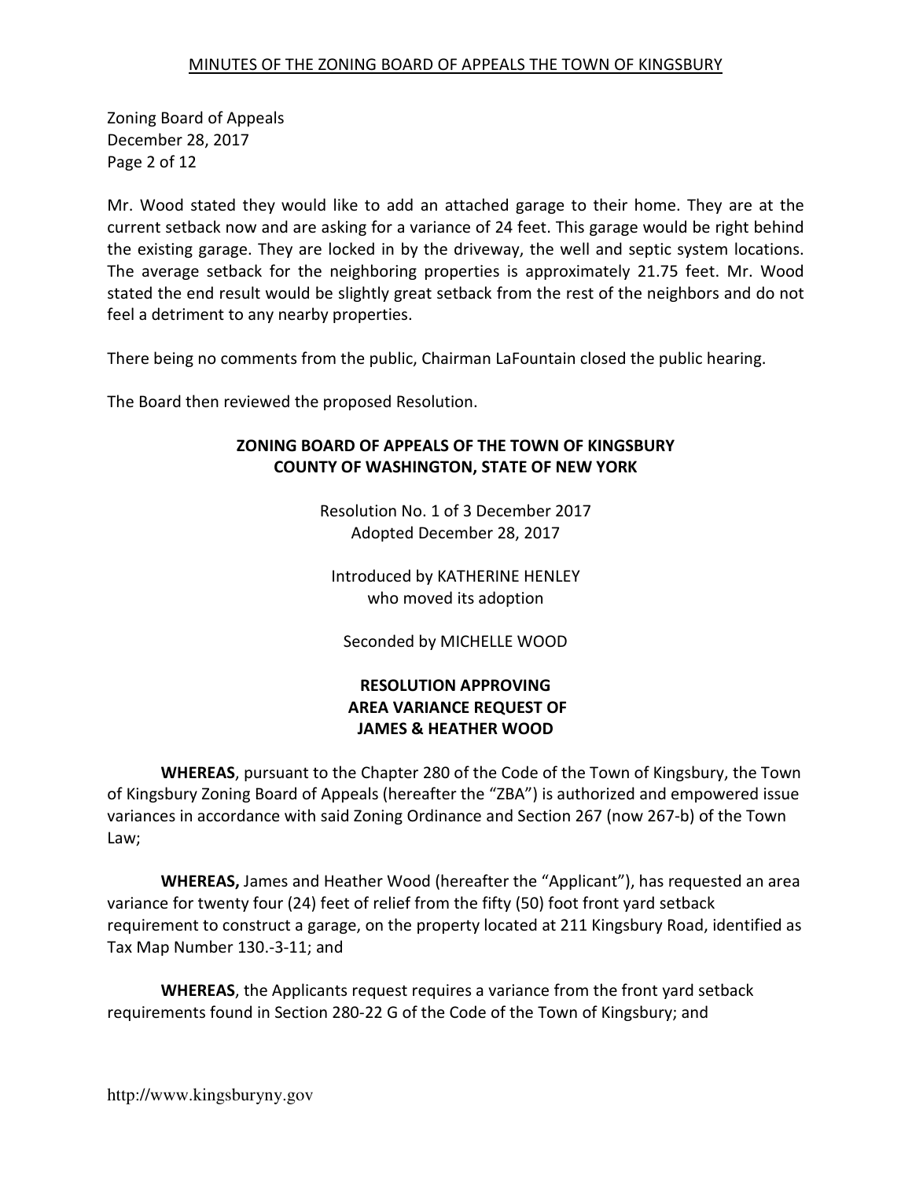Mr. Wood stated they would like to add an attached garage to their home. They are at the current setback now and are asking for a variance of 24 feet. This garage would be right behind the existing garage. They are locked in by the driveway, the well and septic system locations. The average setback for the neighboring properties is approximately 21.75 feet. Mr. Wood stated the end result would be slightly great setback from the rest of the neighbors and do not feel a detriment to any nearby properties.

There being no comments from the public, Chairman LaFountain closed the public hearing.

The Board then reviewed the proposed Resolution.

**ZONING BOARD OF APPEALS OF THE TOWN OF KINGSBURY**
**COUNTY OF WASHINGTON, STATE OF NEW YORK**

Resolution No. 1 of 3 December 2017
Adopted December 28, 2017

Introduced by KATHERINE HENLEY
who moved its adoption

Seconded by MICHELLE WOOD

**RESOLUTION APPROVING**
**AREA VARIANCE REQUEST OF**
**JAMES & HEATHER WOOD**

**WHEREAS**, pursuant to the Chapter 280 of the Code of the Town of Kingsbury, the Town of Kingsbury Zoning Board of Appeals (hereafter the "ZBA") is authorized and empowered issue variances in accordance with said Zoning Ordinance and Section 267 (now 267-b) of the Town Law;

**WHEREAS,** James and Heather Wood (hereafter the "Applicant"), has requested an area variance for twenty four (24) feet of relief from the fifty (50) foot front yard setback requirement to construct a garage, on the property located at 211 Kingsbury Road, identified as Tax Map Number 130.-3-11; and

**WHEREAS**, the Applicants request requires a variance from the front yard setback requirements found in Section 280-22 G of the Code of the Town of Kingsbury; and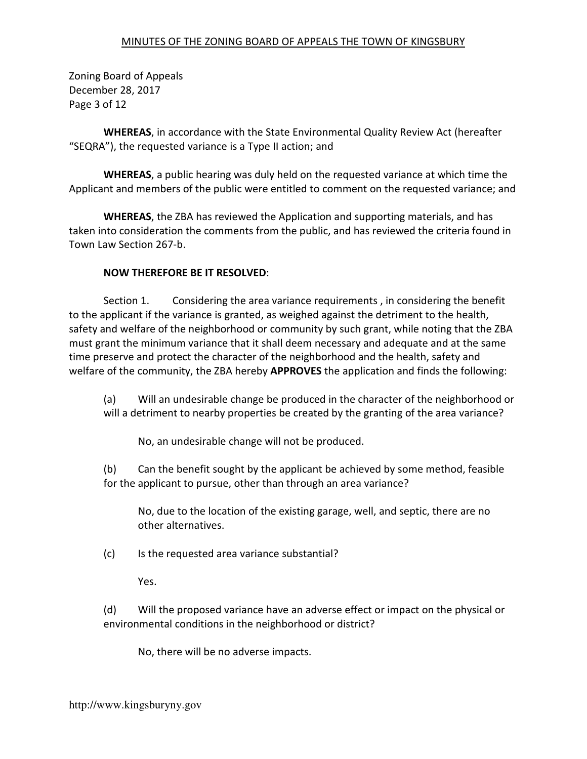**WHEREAS**, in accordance with the State Environmental Quality Review Act (hereafter "SEQRA"), the requested variance is a Type II action; and

**WHEREAS**, a public hearing was duly held on the requested variance at which time the Applicant and members of the public were entitled to comment on the requested variance; and

**WHEREAS**, the ZBA has reviewed the Application and supporting materials, and has taken into consideration the comments from the public, and has reviewed the criteria found in Town Law Section 267-b.

**NOW THEREFORE BE IT RESOLVED**:

Section 1. Considering the area variance requirements , in considering the benefit to the applicant if the variance is granted, as weighed against the detriment to the health, safety and welfare of the neighborhood or community by such grant, while noting that the ZBA must grant the minimum variance that it shall deem necessary and adequate and at the same time preserve and protect the character of the neighborhood and the health, safety and welfare of the community, the ZBA hereby **APPROVES** the application and finds the following:

(a) Will an undesirable change be produced in the character of the neighborhood or will a detriment to nearby properties be created by the granting of the area variance?

No, an undesirable change will not be produced.

(b) Can the benefit sought by the applicant be achieved by some method, feasible for the applicant to pursue, other than through an area variance?

No, due to the location of the existing garage, well, and septic, there are no other alternatives.

(c) Is the requested area variance substantial?

Yes.

(d) Will the proposed variance have an adverse effect or impact on the physical or environmental conditions in the neighborhood or district?

No, there will be no adverse impacts.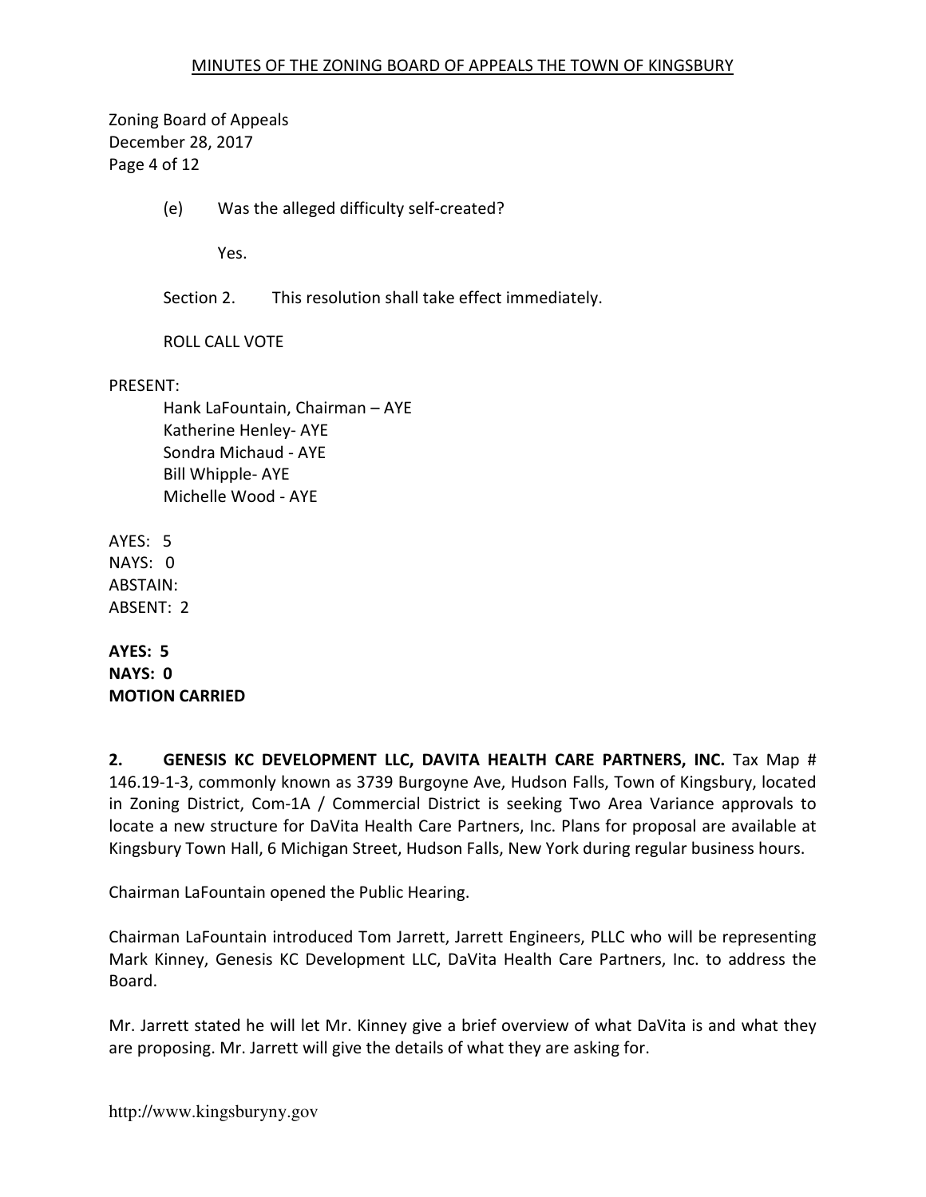Zoning Board of Appeals
December 28, 2017

(e) Was the alleged difficulty self-created?

Yes.

Section 2. This resolution shall take effect immediately.

ROLL CALL VOTE

PRESENT:

Hank LaFountain, Chairman – AYE
Katherine Henley- AYE
Sondra Michaud - AYE
Bill Whipple- AYE
Michelle Wood - AYE

AYES: 5
NAYS: 0
ABSTAIN:
ABSENT: 2

**AYES: 5**
**NAYS: 0**
**MOTION CARRIED**

**2. GENESIS KC DEVELOPMENT LLC, DAVITA HEALTH CARE PARTNERS, INC.** Tax Map # 146.19-1-3, commonly known as 3739 Burgoyne Ave, Hudson Falls, Town of Kingsbury, located in Zoning District, Com-1A / Commercial District is seeking Two Area Variance approvals to locate a new structure for DaVita Health Care Partners, Inc. Plans for proposal are available at Kingsbury Town Hall, 6 Michigan Street, Hudson Falls, New York during regular business hours.

Chairman LaFountain opened the Public Hearing.

Chairman LaFountain introduced Tom Jarrett, Jarrett Engineers, PLLC who will be representing Mark Kinney, Genesis KC Development LLC, DaVita Health Care Partners, Inc. to address the Board.

Mr. Jarrett stated he will let Mr. Kinney give a brief overview of what DaVita is and what they are proposing. Mr. Jarrett will give the details of what they are asking for.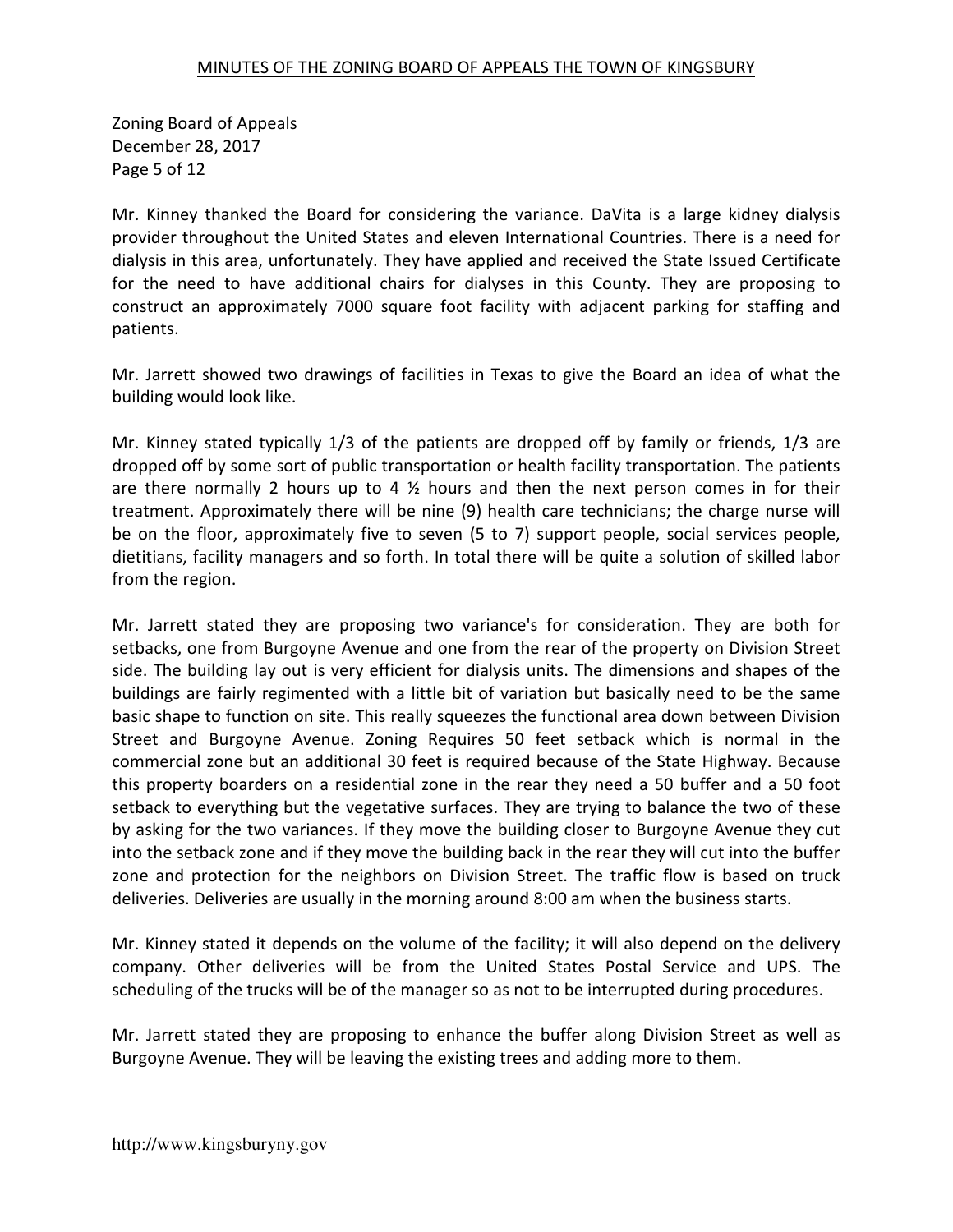Zoning Board of Appeals
December 28, 2017

Mr. Kinney thanked the Board for considering the variance. DaVita is a large kidney dialysis provider throughout the United States and eleven International Countries. There is a need for dialysis in this area, unfortunately. They have applied and received the State Issued Certificate for the need to have additional chairs for dialyses in this County. They are proposing to construct an approximately 7000 square foot facility with adjacent parking for staffing and patients.

Mr. Jarrett showed two drawings of facilities in Texas to give the Board an idea of what the building would look like.

Mr. Kinney stated typically 1/3 of the patients are dropped off by family or friends, 1/3 are dropped off by some sort of public transportation or health facility transportation. The patients are there normally 2 hours up to 4 ½ hours and then the next person comes in for their treatment. Approximately there will be nine (9) health care technicians; the charge nurse will be on the floor, approximately five to seven (5 to 7) support people, social services people, dietitians, facility managers and so forth. In total there will be quite a solution of skilled labor from the region.

Mr. Jarrett stated they are proposing two variance's for consideration. They are both for setbacks, one from Burgoyne Avenue and one from the rear of the property on Division Street side. The building lay out is very efficient for dialysis units. The dimensions and shapes of the buildings are fairly regimented with a little bit of variation but basically need to be the same basic shape to function on site. This really squeezes the functional area down between Division Street and Burgoyne Avenue. Zoning Requires 50 feet setback which is normal in the commercial zone but an additional 30 feet is required because of the State Highway. Because this property boarders on a residential zone in the rear they need a 50 buffer and a 50 foot setback to everything but the vegetative surfaces. They are trying to balance the two of these by asking for the two variances. If they move the building closer to Burgoyne Avenue they cut into the setback zone and if they move the building back in the rear they will cut into the buffer zone and protection for the neighbors on Division Street. The traffic flow is based on truck deliveries. Deliveries are usually in the morning around 8:00 am when the business starts.

Mr. Kinney stated it depends on the volume of the facility; it will also depend on the delivery company. Other deliveries will be from the United States Postal Service and UPS. The scheduling of the trucks will be of the manager so as not to be interrupted during procedures.

Mr. Jarrett stated they are proposing to enhance the buffer along Division Street as well as Burgoyne Avenue. They will be leaving the existing trees and adding more to them.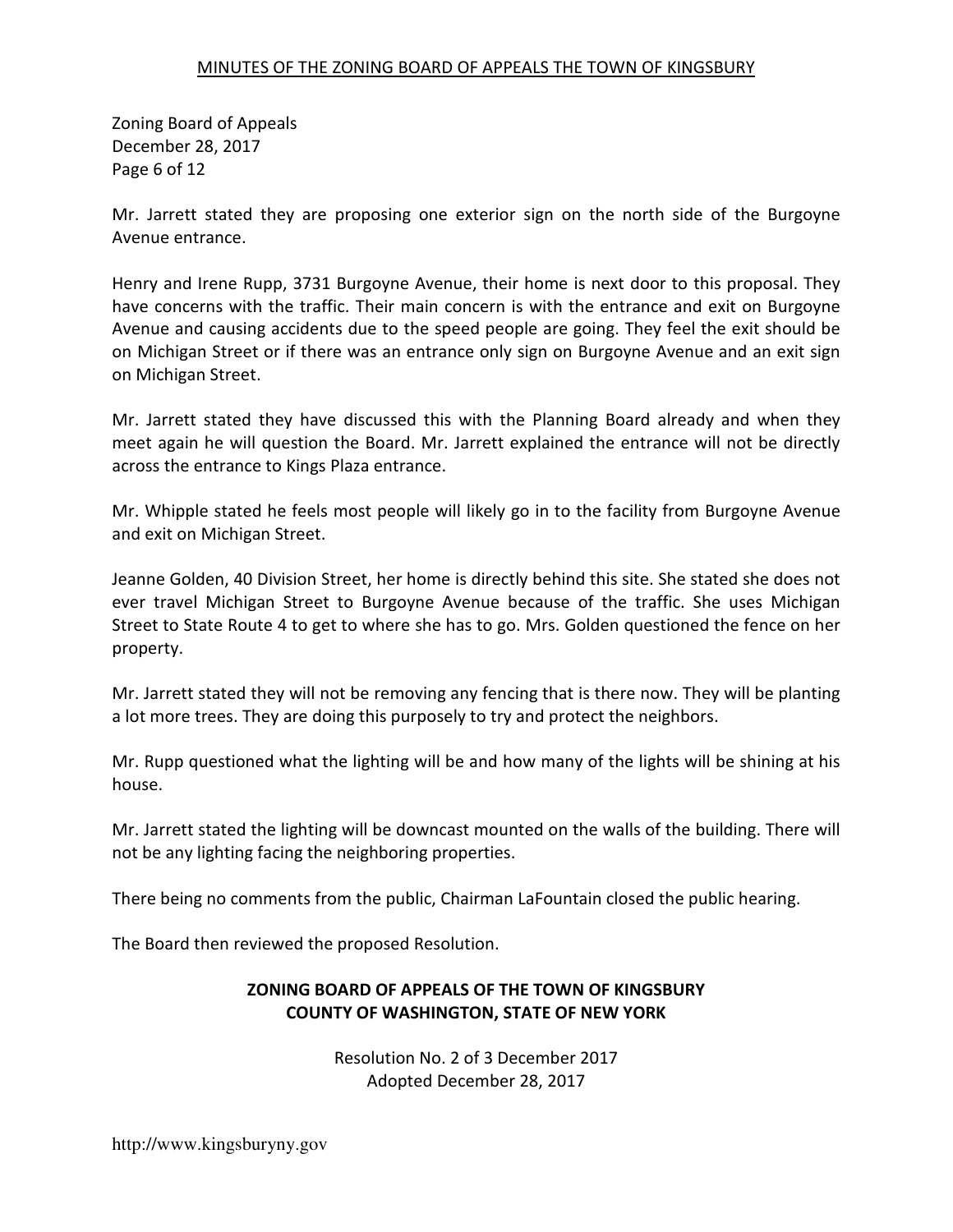Mr. Jarrett stated they are proposing one exterior sign on the north side of the Burgoyne Avenue entrance.

Henry and Irene Rupp, 3731 Burgoyne Avenue, their home is next door to this proposal. They have concerns with the traffic. Their main concern is with the entrance and exit on Burgoyne Avenue and causing accidents due to the speed people are going. They feel the exit should be on Michigan Street or if there was an entrance only sign on Burgoyne Avenue and an exit sign on Michigan Street.

Mr. Jarrett stated they have discussed this with the Planning Board already and when they meet again he will question the Board. Mr. Jarrett explained the entrance will not be directly across the entrance to Kings Plaza entrance.

Mr. Whipple stated he feels most people will likely go in to the facility from Burgoyne Avenue and exit on Michigan Street.

Jeanne Golden, 40 Division Street, her home is directly behind this site. She stated she does not ever travel Michigan Street to Burgoyne Avenue because of the traffic. She uses Michigan Street to State Route 4 to get to where she has to go. Mrs. Golden questioned the fence on her property.

Mr. Jarrett stated they will not be removing any fencing that is there now. They will be planting a lot more trees. They are doing this purposely to try and protect the neighbors.

Mr. Rupp questioned what the lighting will be and how many of the lights will be shining at his house.

Mr. Jarrett stated the lighting will be downcast mounted on the walls of the building. There will not be any lighting facing the neighboring properties.

There being no comments from the public, Chairman LaFountain closed the public hearing.

The Board then reviewed the proposed Resolution.

**ZONING BOARD OF APPEALS OF THE TOWN OF KINGSBURY**
**COUNTY OF WASHINGTON, STATE OF NEW YORK**

Resolution No. 2 of 3 December 2017
Adopted December 28, 2017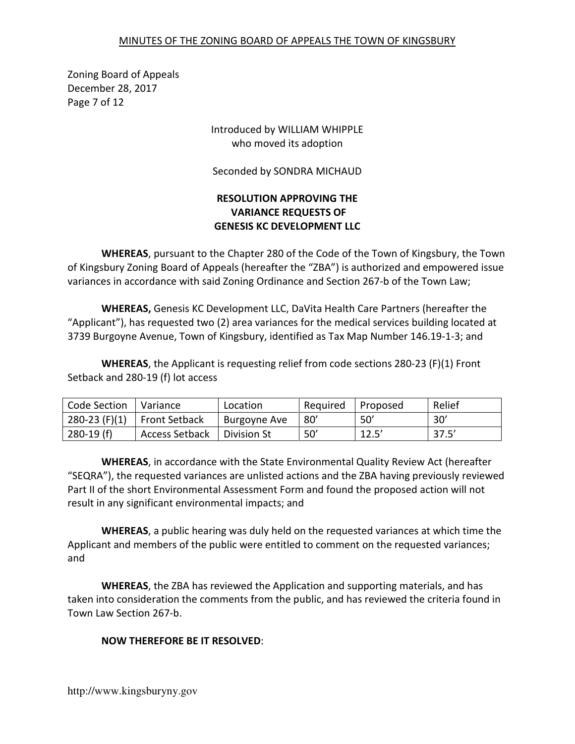Introduced by WILLIAM WHIPPLE
who moved its adoption

Seconded by SONDRA MICHAUD

**RESOLUTION APPROVING THE VARIANCE REQUESTS OF GENESIS KC DEVELOPMENT LLC**

**WHEREAS**, pursuant to the Chapter 280 of the Code of the Town of Kingsbury, the Town of Kingsbury Zoning Board of Appeals (hereafter the "ZBA") is authorized and empowered issue variances in accordance with said Zoning Ordinance and Section 267-b of the Town Law;

**WHEREAS,** Genesis KC Development LLC, DaVita Health Care Partners (hereafter the "Applicant"), has requested two (2) area variances for the medical services building located at 3739 Burgoyne Avenue, Town of Kingsbury, identified as Tax Map Number 146.19-1-3; and

**WHEREAS**, the Applicant is requesting relief from code sections 280-23 (F)(1) Front Setback and 280-19 (f) lot access

| Code Section | Variance | Location | Required | Proposed | Relief |
|---|---|---|---|---|---|
| 280-23 (F)(1) | Front Setback | Burgoyne Ave | 80' | 50' | 30' |
| 280-19 (f) | Access Setback | Division St | 50' | 12.5' | 37.5' |

**WHEREAS**, in accordance with the State Environmental Quality Review Act (hereafter "SEQRA"), the requested variances are unlisted actions and the ZBA having previously reviewed Part II of the short Environmental Assessment Form and found the proposed action will not result in any significant environmental impacts; and

**WHEREAS**, a public hearing was duly held on the requested variances at which time the Applicant and members of the public were entitled to comment on the requested variances; and

**WHEREAS**, the ZBA has reviewed the Application and supporting materials, and has taken into consideration the comments from the public, and has reviewed the criteria found in Town Law Section 267-b.

**NOW THEREFORE BE IT RESOLVED**: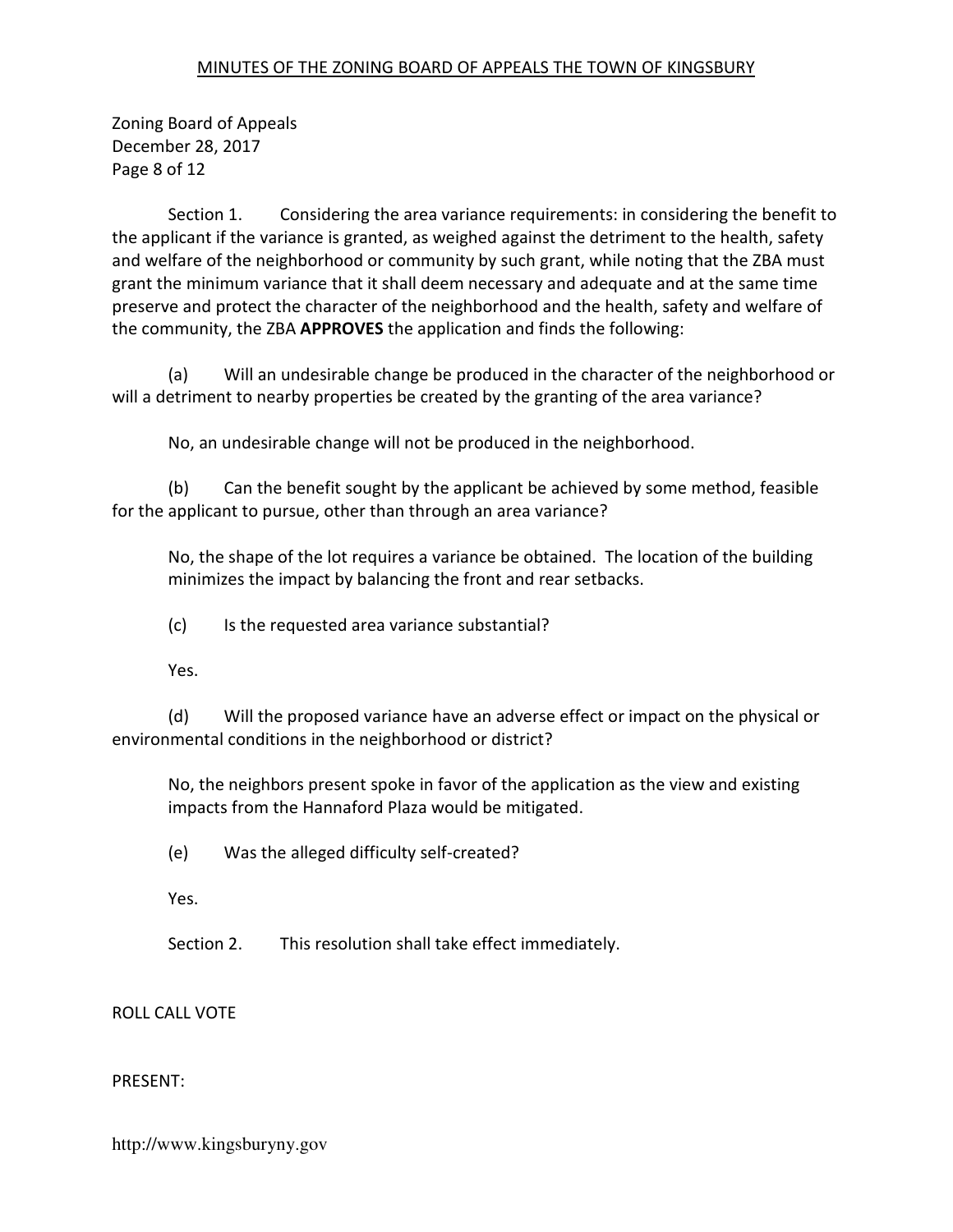Zoning Board of Appeals
December 28, 2017

Section 1. Considering the area variance requirements: in considering the benefit to the applicant if the variance is granted, as weighed against the detriment to the health, safety and welfare of the neighborhood or community by such grant, while noting that the ZBA must grant the minimum variance that it shall deem necessary and adequate and at the same time preserve and protect the character of the neighborhood and the health, safety and welfare of the community, the ZBA **APPROVES** the application and finds the following:

(a) Will an undesirable change be produced in the character of the neighborhood or will a detriment to nearby properties be created by the granting of the area variance?

No, an undesirable change will not be produced in the neighborhood.

(b) Can the benefit sought by the applicant be achieved by some method, feasible for the applicant to pursue, other than through an area variance?

No, the shape of the lot requires a variance be obtained. The location of the building minimizes the impact by balancing the front and rear setbacks.

(c) Is the requested area variance substantial?

Yes.

(d) Will the proposed variance have an adverse effect or impact on the physical or environmental conditions in the neighborhood or district?

No, the neighbors present spoke in favor of the application as the view and existing impacts from the Hannaford Plaza would be mitigated.

(e) Was the alleged difficulty self-created?

Yes.

Section 2. This resolution shall take effect immediately.

ROLL CALL VOTE

PRESENT: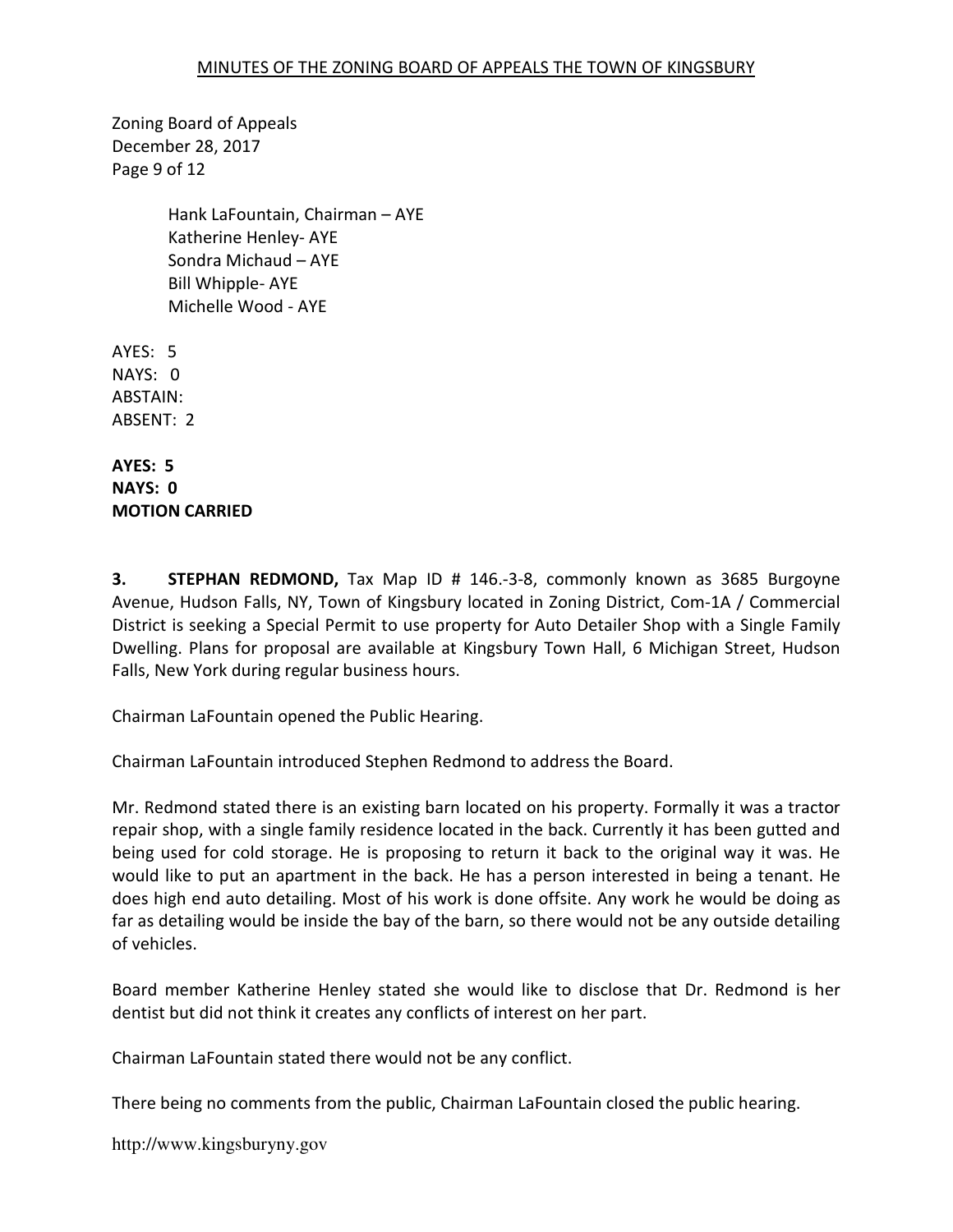Hank LaFountain, Chairman – AYE
Katherine Henley- AYE
Sondra Michaud – AYE
Bill Whipple- AYE
Michelle Wood - AYE

AYES: 5
NAYS: 0
ABSTAIN:
ABSENT: 2

**AYES: 5**
**NAYS: 0**
**MOTION CARRIED**

**3. STEPHAN REDMOND,** Tax Map ID # 146.-3-8, commonly known as 3685 Burgoyne Avenue, Hudson Falls, NY, Town of Kingsbury located in Zoning District, Com-1A / Commercial District is seeking a Special Permit to use property for Auto Detailer Shop with a Single Family Dwelling. Plans for proposal are available at Kingsbury Town Hall, 6 Michigan Street, Hudson Falls, New York during regular business hours.

Chairman LaFountain opened the Public Hearing.

Chairman LaFountain introduced Stephen Redmond to address the Board.

Mr. Redmond stated there is an existing barn located on his property. Formally it was a tractor repair shop, with a single family residence located in the back. Currently it has been gutted and being used for cold storage. He is proposing to return it back to the original way it was. He would like to put an apartment in the back. He has a person interested in being a tenant. He does high end auto detailing. Most of his work is done offsite. Any work he would be doing as far as detailing would be inside the bay of the barn, so there would not be any outside detailing of vehicles.

Board member Katherine Henley stated she would like to disclose that Dr. Redmond is her dentist but did not think it creates any conflicts of interest on her part.

Chairman LaFountain stated there would not be any conflict.

There being no comments from the public, Chairman LaFountain closed the public hearing.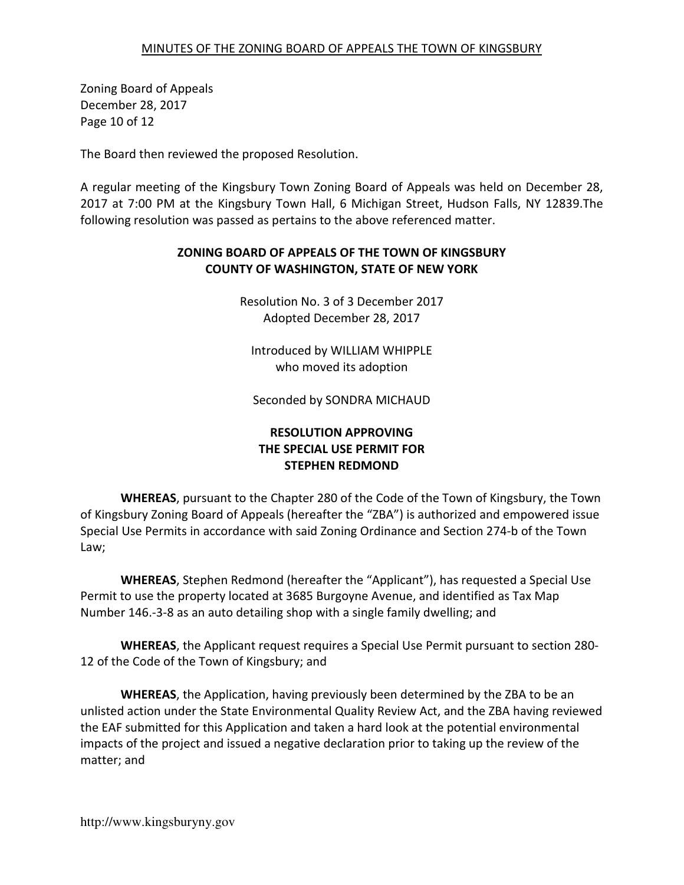The Board then reviewed the proposed Resolution.

A regular meeting of the Kingsbury Town Zoning Board of Appeals was held on December 28, 2017 at 7:00 PM at the Kingsbury Town Hall, 6 Michigan Street, Hudson Falls, NY 12839.The following resolution was passed as pertains to the above referenced matter.

**ZONING BOARD OF APPEALS OF THE TOWN OF KINGSBURY**
**COUNTY OF WASHINGTON, STATE OF NEW YORK**

Resolution No. 3 of 3 December 2017
Adopted December 28, 2017

Introduced by WILLIAM WHIPPLE
who moved its adoption

Seconded by SONDRA MICHAUD

**RESOLUTION APPROVING**
**THE SPECIAL USE PERMIT FOR**
**STEPHEN REDMOND**

**WHEREAS**, pursuant to the Chapter 280 of the Code of the Town of Kingsbury, the Town of Kingsbury Zoning Board of Appeals (hereafter the "ZBA") is authorized and empowered issue Special Use Permits in accordance with said Zoning Ordinance and Section 274-b of the Town Law;

**WHEREAS**, Stephen Redmond (hereafter the "Applicant"), has requested a Special Use Permit to use the property located at 3685 Burgoyne Avenue, and identified as Tax Map Number 146.-3-8 as an auto detailing shop with a single family dwelling; and

**WHEREAS**, the Applicant request requires a Special Use Permit pursuant to section 280-12 of the Code of the Town of Kingsbury; and

**WHEREAS**, the Application, having previously been determined by the ZBA to be an unlisted action under the State Environmental Quality Review Act, and the ZBA having reviewed the EAF submitted for this Application and taken a hard look at the potential environmental impacts of the project and issued a negative declaration prior to taking up the review of the matter; and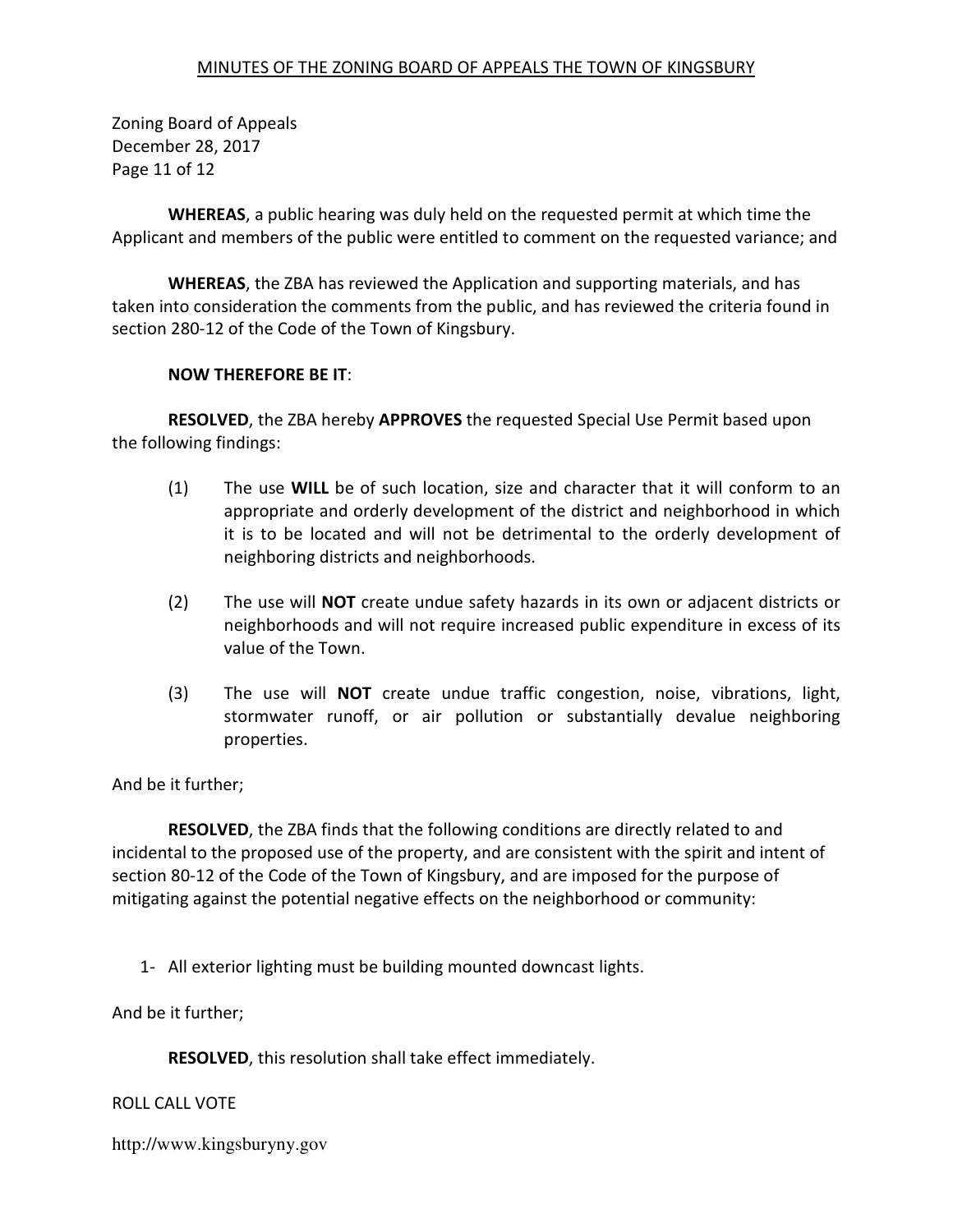Zoning Board of Appeals
December 28, 2017

**WHEREAS**, a public hearing was duly held on the requested permit at which time the Applicant and members of the public were entitled to comment on the requested variance; and

**WHEREAS**, the ZBA has reviewed the Application and supporting materials, and has taken into consideration the comments from the public, and has reviewed the criteria found in section 280-12 of the Code of the Town of Kingsbury.

**NOW THEREFORE BE IT**:

**RESOLVED**, the ZBA hereby **APPROVES** the requested Special Use Permit based upon the following findings:

(1) The use **WILL** be of such location, size and character that it will conform to an appropriate and orderly development of the district and neighborhood in which it is to be located and will not be detrimental to the orderly development of neighboring districts and neighborhoods.

(2) The use will **NOT** create undue safety hazards in its own or adjacent districts or neighborhoods and will not require increased public expenditure in excess of its value of the Town.

(3) The use will **NOT** create undue traffic congestion, noise, vibrations, light, stormwater runoff, or air pollution or substantially devalue neighboring properties.

And be it further;

**RESOLVED**, the ZBA finds that the following conditions are directly related to and incidental to the proposed use of the property, and are consistent with the spirit and intent of section 80-12 of the Code of the Town of Kingsbury, and are imposed for the purpose of mitigating against the potential negative effects on the neighborhood or community:

1- All exterior lighting must be building mounted downcast lights.

And be it further;

**RESOLVED**, this resolution shall take effect immediately.

ROLL CALL VOTE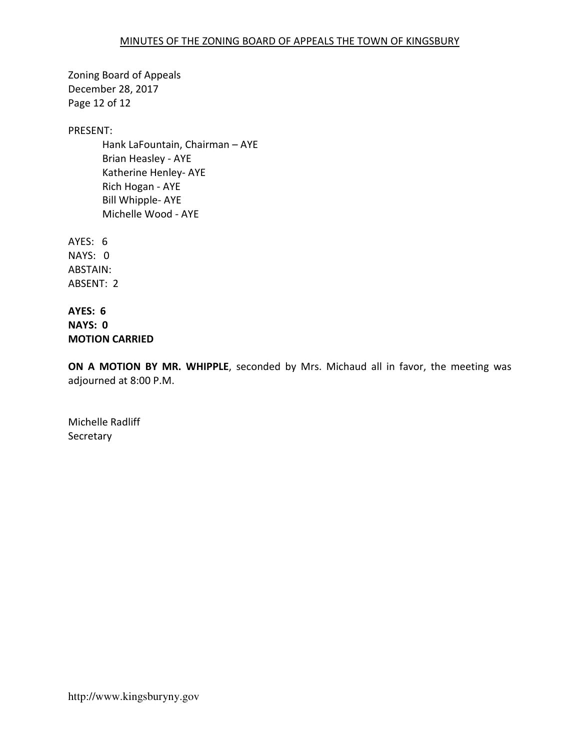Zoning Board of Appeals
December 28, 2017

PRESENT:

- Hank LaFountain, Chairman – AYE
- Brian Heasley - AYE
- Katherine Henley- AYE
- Rich Hogan - AYE
- Bill Whipple- AYE
- Michelle Wood - AYE

AYES: 6
NAYS: 0
ABSTAIN:
ABSENT: 2

**AYES: 6**
**NAYS: 0**
**MOTION CARRIED**

**ON A MOTION BY MR. WHIPPLE**, seconded by Mrs. Michaud all in favor, the meeting was adjourned at 8:00 P.M.

Michelle Radliff
Secretary